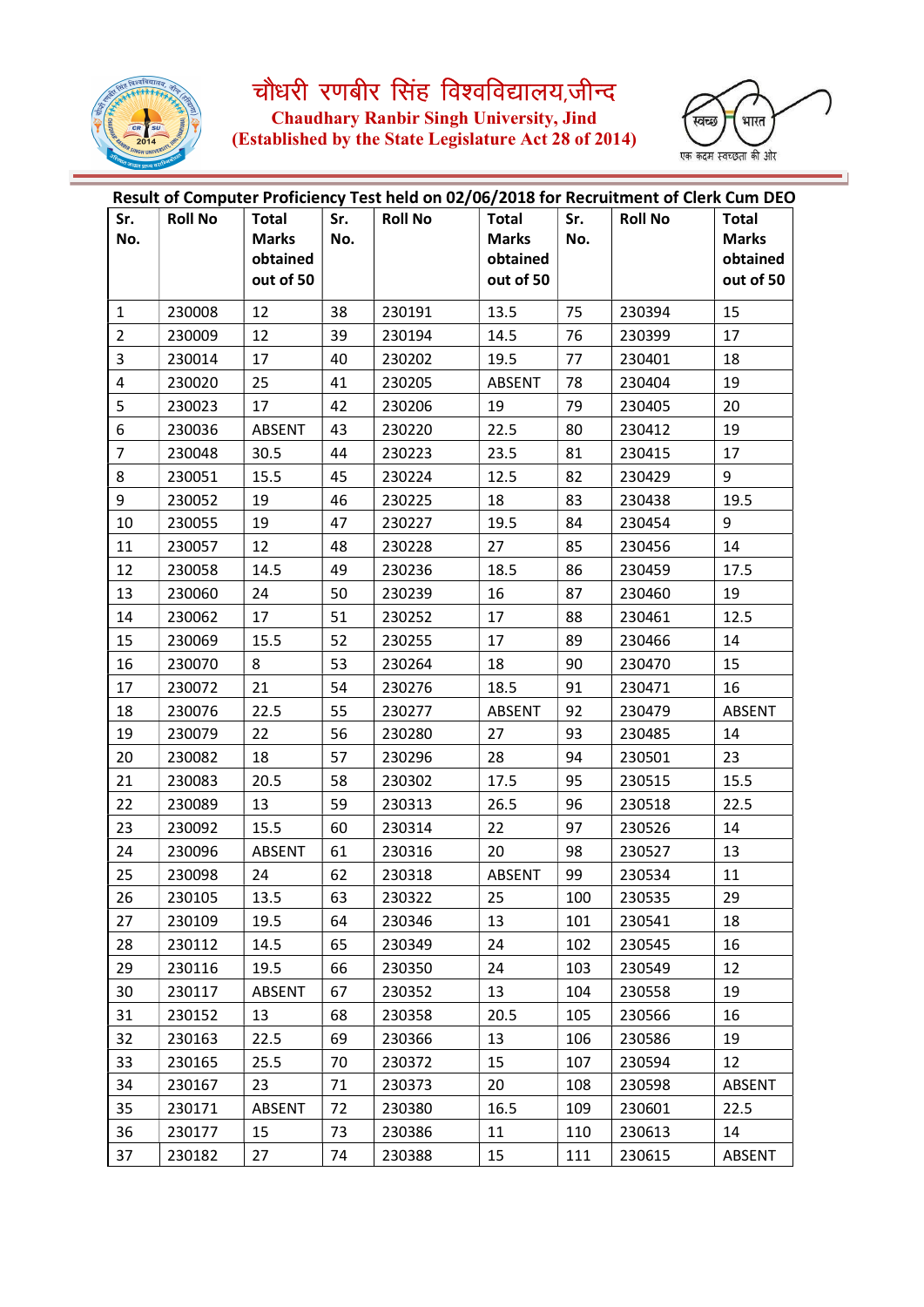# चौधरी रणबीर सिंह विश्वविद्यालय,जीन्द

**Chaudhary Ranbir Singh University, Jind**

**(Established by the State Legislature Act 28 of 2014)**

स्वच्छ भारत

एक कदम स्वच्छता की ओर

## Result of Computer Proficiency Test held on 02/06/2018 for Recruitment of Clerk Cum DEO

| Sr. No. | Roll No | Total Marks obtained out of 50 | Sr. No. | Roll No | Total Marks obtained out of 50 | Sr. No. | Roll No | Total Marks obtained out of 50 |
|---|---|---|---|---|---|---|---|---|
| 1 | 230008 | 12 | 38 | 230191 | 13.5 | 75 | 230394 | 15 |
| 2 | 230009 | 12 | 39 | 230194 | 14.5 | 76 | 230399 | 17 |
| 3 | 230014 | 17 | 40 | 230202 | 19.5 | 77 | 230401 | 18 |
| 4 | 230020 | 25 | 41 | 230205 | ABSENT | 78 | 230404 | 19 |
| 5 | 230023 | 17 | 42 | 230206 | 19 | 79 | 230405 | 20 |
| 6 | 230036 | ABSENT | 43 | 230220 | 22.5 | 80 | 230412 | 19 |
| 7 | 230048 | 30.5 | 44 | 230223 | 23.5 | 81 | 230415 | 17 |
| 8 | 230051 | 15.5 | 45 | 230224 | 12.5 | 82 | 230429 | 9 |
| 9 | 230052 | 19 | 46 | 230225 | 18 | 83 | 230438 | 19.5 |
| 10 | 230055 | 19 | 47 | 230227 | 19.5 | 84 | 230454 | 9 |
| 11 | 230057 | 12 | 48 | 230228 | 27 | 85 | 230456 | 14 |
| 12 | 230058 | 14.5 | 49 | 230236 | 18.5 | 86 | 230459 | 17.5 |
| 13 | 230060 | 24 | 50 | 230239 | 16 | 87 | 230460 | 19 |
| 14 | 230062 | 17 | 51 | 230252 | 17 | 88 | 230461 | 12.5 |
| 15 | 230069 | 15.5 | 52 | 230255 | 17 | 89 | 230466 | 14 |
| 16 | 230070 | 8 | 53 | 230264 | 18 | 90 | 230470 | 15 |
| 17 | 230072 | 21 | 54 | 230276 | 18.5 | 91 | 230471 | 16 |
| 18 | 230076 | 22.5 | 55 | 230277 | ABSENT | 92 | 230479 | ABSENT |
| 19 | 230079 | 22 | 56 | 230280 | 27 | 93 | 230485 | 14 |
| 20 | 230082 | 18 | 57 | 230296 | 28 | 94 | 230501 | 23 |
| 21 | 230083 | 20.5 | 58 | 230302 | 17.5 | 95 | 230515 | 15.5 |
| 22 | 230089 | 13 | 59 | 230313 | 26.5 | 96 | 230518 | 22.5 |
| 23 | 230092 | 15.5 | 60 | 230314 | 22 | 97 | 230526 | 14 |
| 24 | 230096 | ABSENT | 61 | 230316 | 20 | 98 | 230527 | 13 |
| 25 | 230098 | 24 | 62 | 230318 | ABSENT | 99 | 230534 | 11 |
| 26 | 230105 | 13.5 | 63 | 230322 | 25 | 100 | 230535 | 29 |
| 27 | 230109 | 19.5 | 64 | 230346 | 13 | 101 | 230541 | 18 |
| 28 | 230112 | 14.5 | 65 | 230349 | 24 | 102 | 230545 | 16 |
| 29 | 230116 | 19.5 | 66 | 230350 | 24 | 103 | 230549 | 12 |
| 30 | 230117 | ABSENT | 67 | 230352 | 13 | 104 | 230558 | 19 |
| 31 | 230152 | 13 | 68 | 230358 | 20.5 | 105 | 230566 | 16 |
| 32 | 230163 | 22.5 | 69 | 230366 | 13 | 106 | 230586 | 19 |
| 33 | 230165 | 25.5 | 70 | 230372 | 15 | 107 | 230594 | 12 |
| 34 | 230167 | 23 | 71 | 230373 | 20 | 108 | 230598 | ABSENT |
| 35 | 230171 | ABSENT | 72 | 230380 | 16.5 | 109 | 230601 | 22.5 |
| 36 | 230177 | 15 | 73 | 230386 | 11 | 110 | 230613 | 14 |
| 37 | 230182 | 27 | 74 | 230388 | 15 | 111 | 230615 | ABSENT |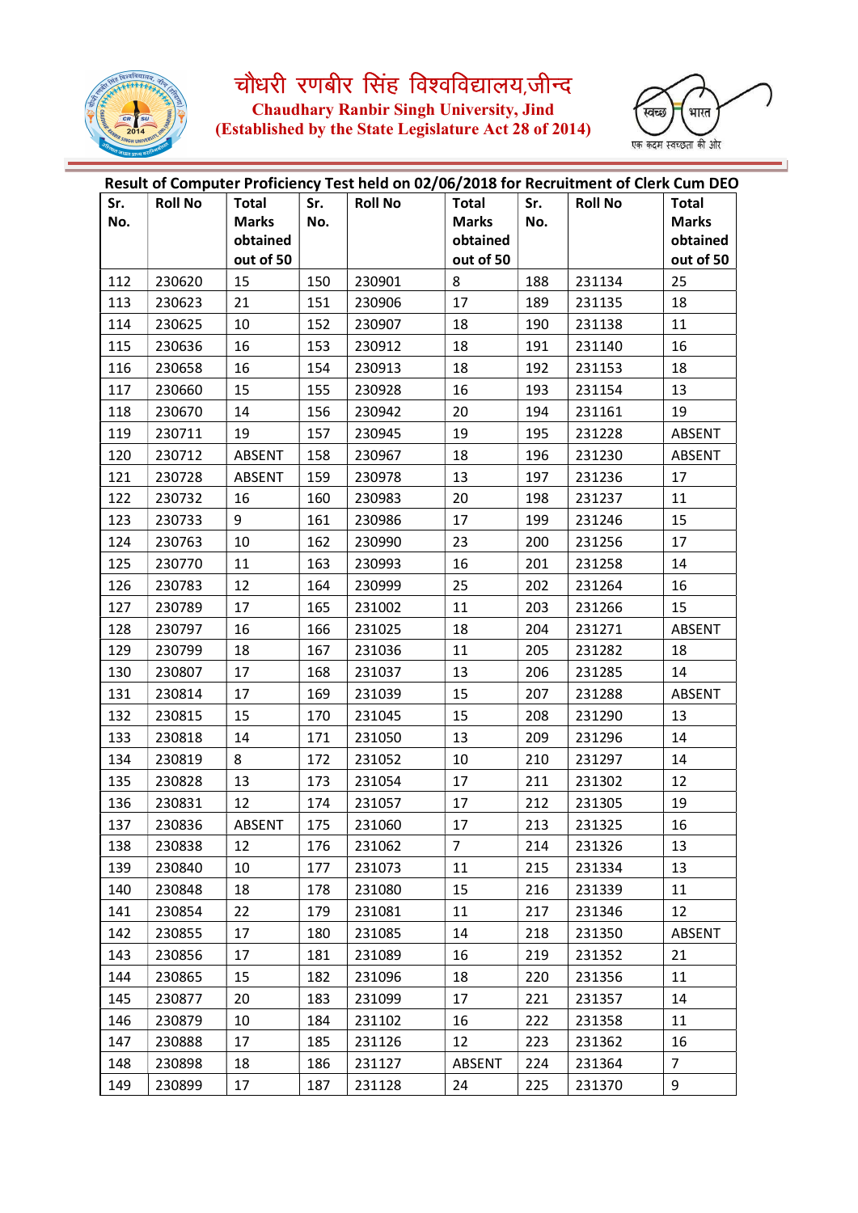# चौधरी रणबीर सिंह विश्वविद्यालय,जीन्द

**Chaudhary Ranbir Singh University, Jind**

**(Established by the State Legislature Act 28 of 2014)**

स्वच्छ भारत
एक कदम स्वच्छता की ओर

**Result of Computer Proficiency Test held on 02/06/2018 for Recruitment of Clerk Cum DEO**

| Sr. No. | Roll No | Total Marks obtained out of 50 | Sr. No. | Roll No | Total Marks obtained out of 50 | Sr. No. | Roll No | Total Marks obtained out of 50 |
|---|---|---|---|---|---|---|---|---|
| 112 | 230620 | 15 | 150 | 230901 | 8 | 188 | 231134 | 25 |
| 113 | 230623 | 21 | 151 | 230906 | 17 | 189 | 231135 | 18 |
| 114 | 230625 | 10 | 152 | 230907 | 18 | 190 | 231138 | 11 |
| 115 | 230636 | 16 | 153 | 230912 | 18 | 191 | 231140 | 16 |
| 116 | 230658 | 16 | 154 | 230913 | 18 | 192 | 231153 | 18 |
| 117 | 230660 | 15 | 155 | 230928 | 16 | 193 | 231154 | 13 |
| 118 | 230670 | 14 | 156 | 230942 | 20 | 194 | 231161 | 19 |
| 119 | 230711 | 19 | 157 | 230945 | 19 | 195 | 231228 | ABSENT |
| 120 | 230712 | ABSENT | 158 | 230967 | 18 | 196 | 231230 | ABSENT |
| 121 | 230728 | ABSENT | 159 | 230978 | 13 | 197 | 231236 | 17 |
| 122 | 230732 | 16 | 160 | 230983 | 20 | 198 | 231237 | 11 |
| 123 | 230733 | 9 | 161 | 230986 | 17 | 199 | 231246 | 15 |
| 124 | 230763 | 10 | 162 | 230990 | 23 | 200 | 231256 | 17 |
| 125 | 230770 | 11 | 163 | 230993 | 16 | 201 | 231258 | 14 |
| 126 | 230783 | 12 | 164 | 230999 | 25 | 202 | 231264 | 16 |
| 127 | 230789 | 17 | 165 | 231002 | 11 | 203 | 231266 | 15 |
| 128 | 230797 | 16 | 166 | 231025 | 18 | 204 | 231271 | ABSENT |
| 129 | 230799 | 18 | 167 | 231036 | 11 | 205 | 231282 | 18 |
| 130 | 230807 | 17 | 168 | 231037 | 13 | 206 | 231285 | 14 |
| 131 | 230814 | 17 | 169 | 231039 | 15 | 207 | 231288 | ABSENT |
| 132 | 230815 | 15 | 170 | 231045 | 15 | 208 | 231290 | 13 |
| 133 | 230818 | 14 | 171 | 231050 | 13 | 209 | 231296 | 14 |
| 134 | 230819 | 8 | 172 | 231052 | 10 | 210 | 231297 | 14 |
| 135 | 230828 | 13 | 173 | 231054 | 17 | 211 | 231302 | 12 |
| 136 | 230831 | 12 | 174 | 231057 | 17 | 212 | 231305 | 19 |
| 137 | 230836 | ABSENT | 175 | 231060 | 17 | 213 | 231325 | 16 |
| 138 | 230838 | 12 | 176 | 231062 | 7 | 214 | 231326 | 13 |
| 139 | 230840 | 10 | 177 | 231073 | 11 | 215 | 231334 | 13 |
| 140 | 230848 | 18 | 178 | 231080 | 15 | 216 | 231339 | 11 |
| 141 | 230854 | 22 | 179 | 231081 | 11 | 217 | 231346 | 12 |
| 142 | 230855 | 17 | 180 | 231085 | 14 | 218 | 231350 | ABSENT |
| 143 | 230856 | 17 | 181 | 231089 | 16 | 219 | 231352 | 21 |
| 144 | 230865 | 15 | 182 | 231096 | 18 | 220 | 231356 | 11 |
| 145 | 230877 | 20 | 183 | 231099 | 17 | 221 | 231357 | 14 |
| 146 | 230879 | 10 | 184 | 231102 | 16 | 222 | 231358 | 11 |
| 147 | 230888 | 17 | 185 | 231126 | 12 | 223 | 231362 | 16 |
| 148 | 230898 | 18 | 186 | 231127 | ABSENT | 224 | 231364 | 7 |
| 149 | 230899 | 17 | 187 | 231128 | 24 | 225 | 231370 | 9 |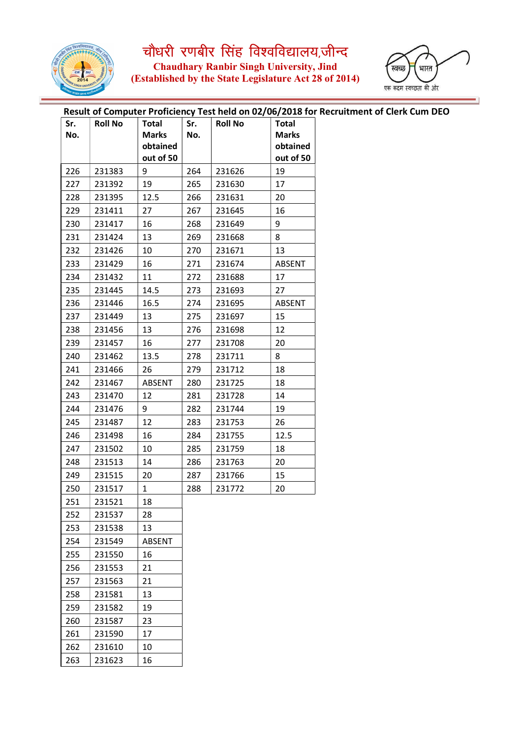# चौधरी रणबीर सिंह विश्वविद्यालय,जीन्द

**Chaudhary Ranbir Singh University, Jind**

**(Established by the State Legislature Act 28 of 2014)**

**Result of Computer Proficiency Test held on 02/06/2018 for Recruitment of Clerk Cum DEO**

| Sr. No. | Roll No | Total Marks obtained out of 50 | Sr. No. | Roll No | Total Marks obtained out of 50 |
|---|---|---|---|---|---|
| 226 | 231383 | 9 | 264 | 231626 | 19 |
| 227 | 231392 | 19 | 265 | 231630 | 17 |
| 228 | 231395 | 12.5 | 266 | 231631 | 20 |
| 229 | 231411 | 27 | 267 | 231645 | 16 |
| 230 | 231417 | 16 | 268 | 231649 | 9 |
| 231 | 231424 | 13 | 269 | 231668 | 8 |
| 232 | 231426 | 10 | 270 | 231671 | 13 |
| 233 | 231429 | 16 | 271 | 231674 | ABSENT |
| 234 | 231432 | 11 | 272 | 231688 | 17 |
| 235 | 231445 | 14.5 | 273 | 231693 | 27 |
| 236 | 231446 | 16.5 | 274 | 231695 | ABSENT |
| 237 | 231449 | 13 | 275 | 231697 | 15 |
| 238 | 231456 | 13 | 276 | 231698 | 12 |
| 239 | 231457 | 16 | 277 | 231708 | 20 |
| 240 | 231462 | 13.5 | 278 | 231711 | 8 |
| 241 | 231466 | 26 | 279 | 231712 | 18 |
| 242 | 231467 | ABSENT | 280 | 231725 | 18 |
| 243 | 231470 | 12 | 281 | 231728 | 14 |
| 244 | 231476 | 9 | 282 | 231744 | 19 |
| 245 | 231487 | 12 | 283 | 231753 | 26 |
| 246 | 231498 | 16 | 284 | 231755 | 12.5 |
| 247 | 231502 | 10 | 285 | 231759 | 18 |
| 248 | 231513 | 14 | 286 | 231763 | 20 |
| 249 | 231515 | 20 | 287 | 231766 | 15 |
| 250 | 231517 | 1 | 288 | 231772 | 20 |
| 251 | 231521 | 18 | | | |
| 252 | 231537 | 28 | | | |
| 253 | 231538 | 13 | | | |
| 254 | 231549 | ABSENT | | | |
| 255 | 231550 | 16 | | | |
| 256 | 231553 | 21 | | | |
| 257 | 231563 | 21 | | | |
| 258 | 231581 | 13 | | | |
| 259 | 231582 | 19 | | | |
| 260 | 231587 | 23 | | | |
| 261 | 231590 | 17 | | | |
| 262 | 231610 | 10 | | | |
| 263 | 231623 | 16 | | | |